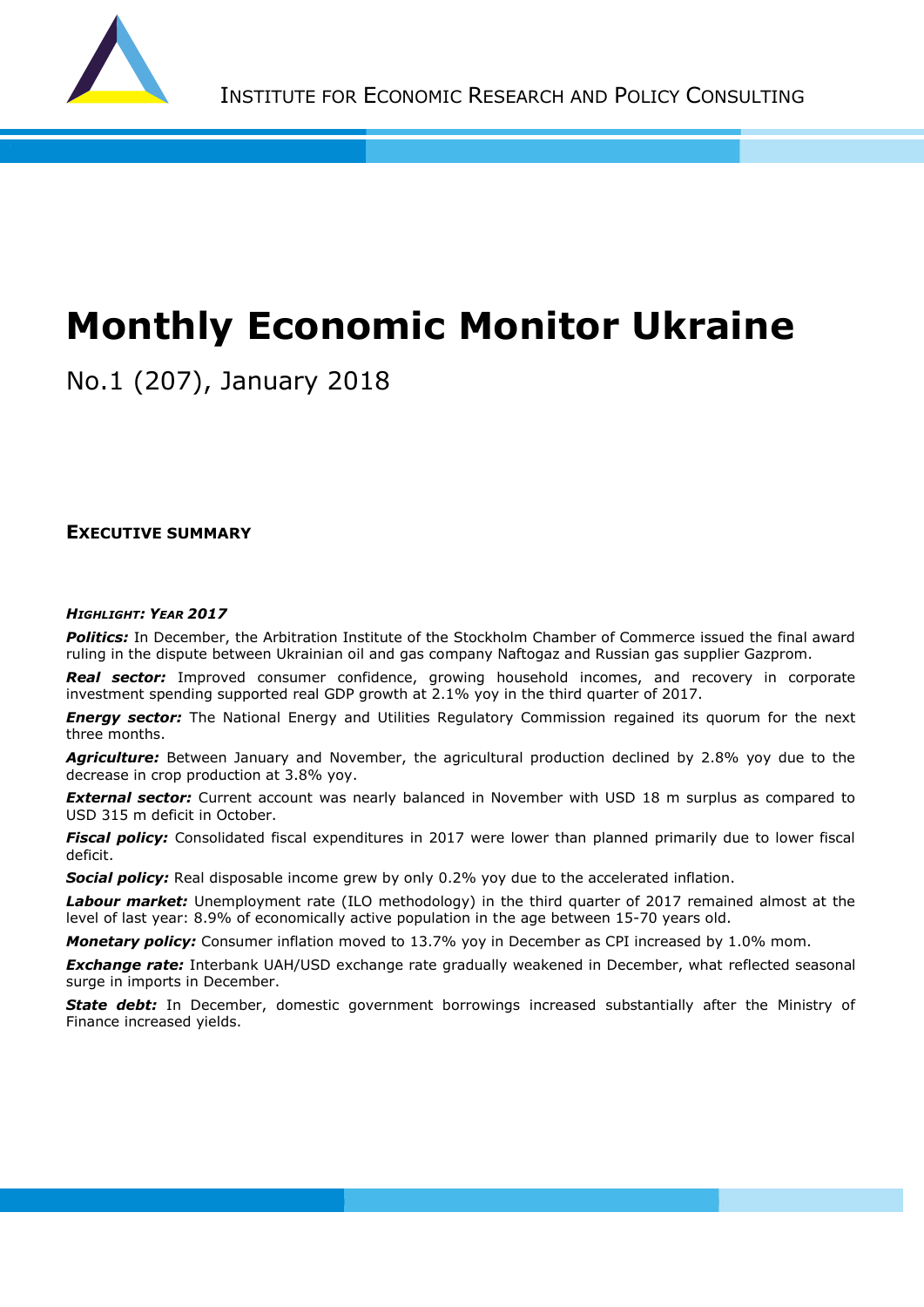INSTITUTE FOR ECONOMIC RESEARCH AND POLICY CONSULTING

# Monthly Economic Monitor Ukraine

No.1 (207), January 2018

## EXECUTIVE SUMMARY

***HIGHLIGHT: YEAR 2017***

***Politics:*** In December, the Arbitration Institute of the Stockholm Chamber of Commerce issued the final award ruling in the dispute between Ukrainian oil and gas company Naftogaz and Russian gas supplier Gazprom.

***Real sector:*** Improved consumer confidence, growing household incomes, and recovery in corporate investment spending supported real GDP growth at 2.1% yoy in the third quarter of 2017.

***Energy sector:*** The National Energy and Utilities Regulatory Commission regained its quorum for the next three months.

***Agriculture:*** Between January and November, the agricultural production declined by 2.8% yoy due to the decrease in crop production at 3.8% yoy.

***External sector:*** Current account was nearly balanced in November with USD 18 m surplus as compared to USD 315 m deficit in October.

***Fiscal policy:*** Consolidated fiscal expenditures in 2017 were lower than planned primarily due to lower fiscal deficit.

***Social policy:*** Real disposable income grew by only 0.2% yoy due to the accelerated inflation.

***Labour market:*** Unemployment rate (ILO methodology) in the third quarter of 2017 remained almost at the level of last year: 8.9% of economically active population in the age between 15-70 years old.

***Monetary policy:*** Consumer inflation moved to 13.7% yoy in December as CPI increased by 1.0% mom.

***Exchange rate:*** Interbank UAH/USD exchange rate gradually weakened in December, what reflected seasonal surge in imports in December.

***State debt:*** In December, domestic government borrowings increased substantially after the Ministry of Finance increased yields.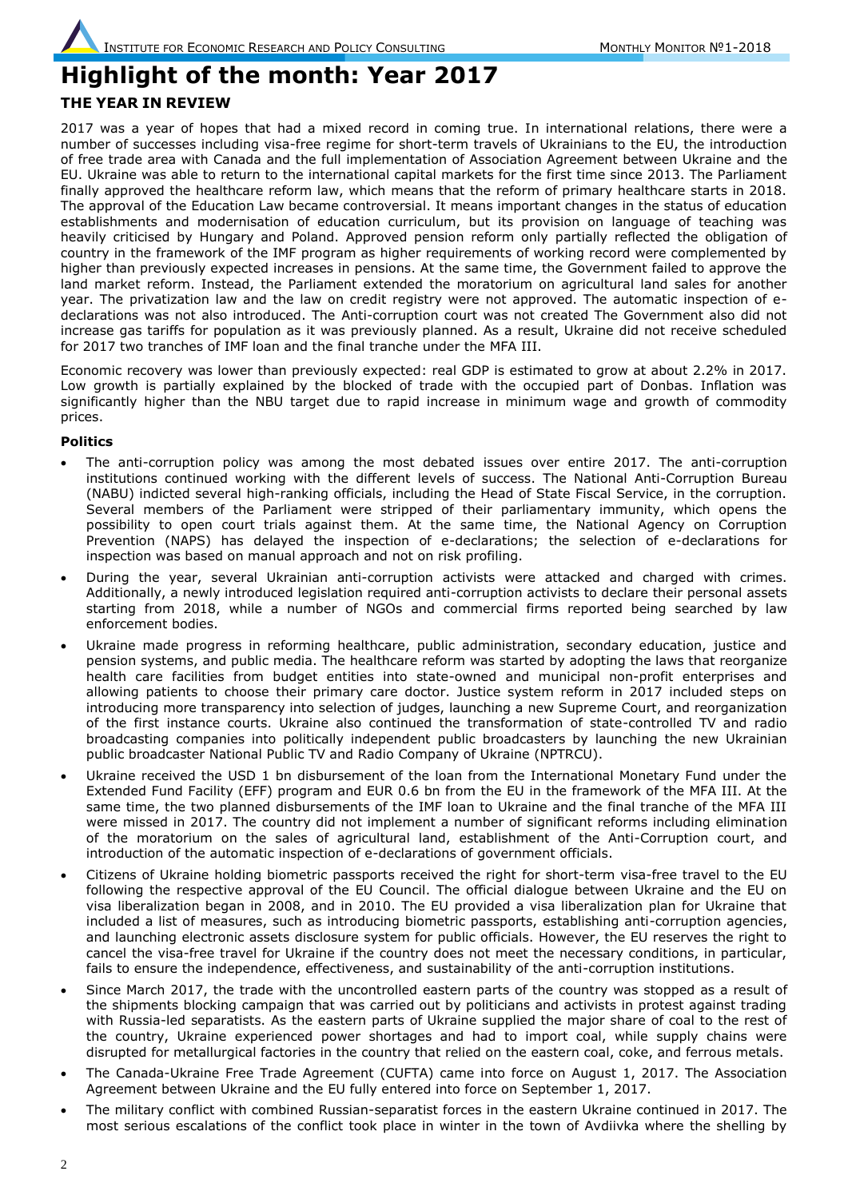# Highlight of the month: Year 2017

## THE YEAR IN REVIEW

2017 was a year of hopes that had a mixed record in coming true. In international relations, there were a number of successes including visa-free regime for short-term travels of Ukrainians to the EU, the introduction of free trade area with Canada and the full implementation of Association Agreement between Ukraine and the EU. Ukraine was able to return to the international capital markets for the first time since 2013. The Parliament finally approved the healthcare reform law, which means that the reform of primary healthcare starts in 2018. The approval of the Education Law became controversial. It means important changes in the status of education establishments and modernisation of education curriculum, but its provision on language of teaching was heavily criticised by Hungary and Poland. Approved pension reform only partially reflected the obligation of country in the framework of the IMF program as higher requirements of working record were complemented by higher than previously expected increases in pensions. At the same time, the Government failed to approve the land market reform. Instead, the Parliament extended the moratorium on agricultural land sales for another year. The privatization law and the law on credit registry were not approved. The automatic inspection of e-declarations was not also introduced. The Anti-corruption court was not created The Government also did not increase gas tariffs for population as it was previously planned. As a result, Ukraine did not receive scheduled for 2017 two tranches of IMF loan and the final tranche under the MFA III.

Economic recovery was lower than previously expected: real GDP is estimated to grow at about 2.2% in 2017. Low growth is partially explained by the blocked of trade with the occupied part of Donbas. Inflation was significantly higher than the NBU target due to rapid increase in minimum wage and growth of commodity prices.

### Politics

- The anti-corruption policy was among the most debated issues over entire 2017. The anti-corruption institutions continued working with the different levels of success. The National Anti-Corruption Bureau (NABU) indicted several high-ranking officials, including the Head of State Fiscal Service, in the corruption. Several members of the Parliament were stripped of their parliamentary immunity, which opens the possibility to open court trials against them. At the same time, the National Agency on Corruption Prevention (NAPS) has delayed the inspection of e-declarations; the selection of e-declarations for inspection was based on manual approach and not on risk profiling.
- During the year, several Ukrainian anti-corruption activists were attacked and charged with crimes. Additionally, a newly introduced legislation required anti-corruption activists to declare their personal assets starting from 2018, while a number of NGOs and commercial firms reported being searched by law enforcement bodies.
- Ukraine made progress in reforming healthcare, public administration, secondary education, justice and pension systems, and public media. The healthcare reform was started by adopting the laws that reorganize health care facilities from budget entities into state-owned and municipal non-profit enterprises and allowing patients to choose their primary care doctor. Justice system reform in 2017 included steps on introducing more transparency into selection of judges, launching a new Supreme Court, and reorganization of the first instance courts. Ukraine also continued the transformation of state-controlled TV and radio broadcasting companies into politically independent public broadcasters by launching the new Ukrainian public broadcaster National Public TV and Radio Company of Ukraine (NPTRCU).
- Ukraine received the USD 1 bn disbursement of the loan from the International Monetary Fund under the Extended Fund Facility (EFF) program and EUR 0.6 bn from the EU in the framework of the MFA III. At the same time, the two planned disbursements of the IMF loan to Ukraine and the final tranche of the MFA III were missed in 2017. The country did not implement a number of significant reforms including elimination of the moratorium on the sales of agricultural land, establishment of the Anti-Corruption court, and introduction of the automatic inspection of e-declarations of government officials.
- Citizens of Ukraine holding biometric passports received the right for short-term visa-free travel to the EU following the respective approval of the EU Council. The official dialogue between Ukraine and the EU on visa liberalization began in 2008, and in 2010. The EU provided a visa liberalization plan for Ukraine that included a list of measures, such as introducing biometric passports, establishing anti-corruption agencies, and launching electronic assets disclosure system for public officials. However, the EU reserves the right to cancel the visa-free travel for Ukraine if the country does not meet the necessary conditions, in particular, fails to ensure the independence, effectiveness, and sustainability of the anti-corruption institutions.
- Since March 2017, the trade with the uncontrolled eastern parts of the country was stopped as a result of the shipments blocking campaign that was carried out by politicians and activists in protest against trading with Russia-led separatists. As the eastern parts of Ukraine supplied the major share of coal to the rest of the country, Ukraine experienced power shortages and had to import coal, while supply chains were disrupted for metallurgical factories in the country that relied on the eastern coal, coke, and ferrous metals.
- The Canada-Ukraine Free Trade Agreement (CUFTA) came into force on August 1, 2017. The Association Agreement between Ukraine and the EU fully entered into force on September 1, 2017.
- The military conflict with combined Russian-separatist forces in the eastern Ukraine continued in 2017. The most serious escalations of the conflict took place in winter in the town of Avdiivka where the shelling by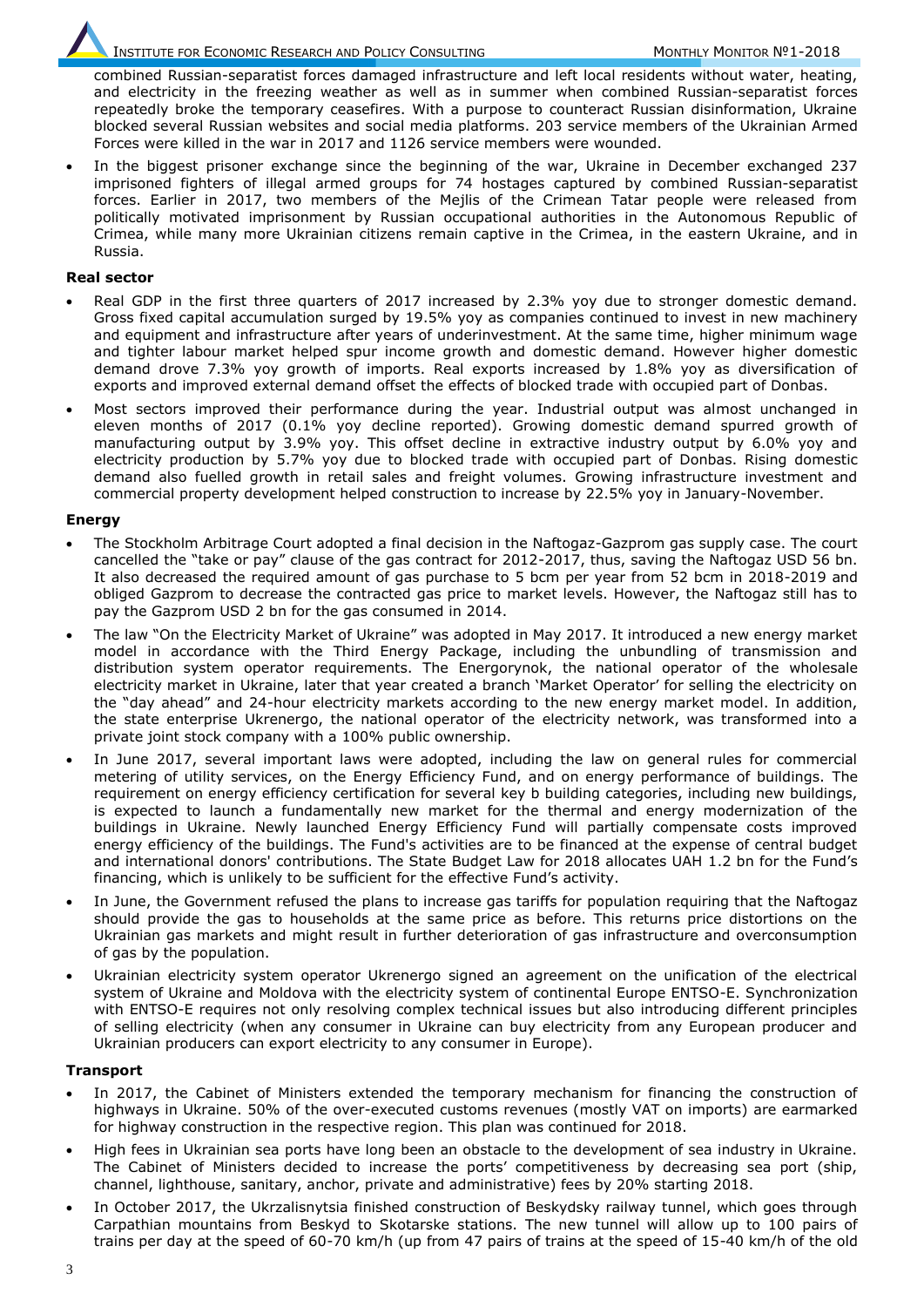combined Russian-separatist forces damaged infrastructure and left local residents without water, heating, and electricity in the freezing weather as well as in summer when combined Russian-separatist forces repeatedly broke the temporary ceasefires. With a purpose to counteract Russian disinformation, Ukraine blocked several Russian websites and social media platforms. 203 service members of the Ukrainian Armed Forces were killed in the war in 2017 and 1126 service members were wounded.

- In the biggest prisoner exchange since the beginning of the war, Ukraine in December exchanged 237 imprisoned fighters of illegal armed groups for 74 hostages captured by combined Russian-separatist forces. Earlier in 2017, two members of the Mejlis of the Crimean Tatar people were released from politically motivated imprisonment by Russian occupational authorities in the Autonomous Republic of Crimea, while many more Ukrainian citizens remain captive in the Crimea, in the eastern Ukraine, and in Russia.

**Real sector**

- Real GDP in the first three quarters of 2017 increased by 2.3% yoy due to stronger domestic demand. Gross fixed capital accumulation surged by 19.5% yoy as companies continued to invest in new machinery and equipment and infrastructure after years of underinvestment. At the same time, higher minimum wage and tighter labour market helped spur income growth and domestic demand. However higher domestic demand drove 7.3% yoy growth of imports. Real exports increased by 1.8% yoy as diversification of exports and improved external demand offset the effects of blocked trade with occupied part of Donbas.
- Most sectors improved their performance during the year. Industrial output was almost unchanged in eleven months of 2017 (0.1% yoy decline reported). Growing domestic demand spurred growth of manufacturing output by 3.9% yoy. This offset decline in extractive industry output by 6.0% yoy and electricity production by 5.7% yoy due to blocked trade with occupied part of Donbas. Rising domestic demand also fuelled growth in retail sales and freight volumes. Growing infrastructure investment and commercial property development helped construction to increase by 22.5% yoy in January-November.

**Energy**

- The Stockholm Arbitrage Court adopted a final decision in the Naftogaz-Gazprom gas supply case. The court cancelled the "take or pay" clause of the gas contract for 2012-2017, thus, saving the Naftogaz USD 56 bn. It also decreased the required amount of gas purchase to 5 bcm per year from 52 bcm in 2018-2019 and obliged Gazprom to decrease the contracted gas price to market levels. However, the Naftogaz still has to pay the Gazprom USD 2 bn for the gas consumed in 2014.
- The law "On the Electricity Market of Ukraine" was adopted in May 2017. It introduced a new energy market model in accordance with the Third Energy Package, including the unbundling of transmission and distribution system operator requirements. The Energorynok, the national operator of the wholesale electricity market in Ukraine, later that year created a branch 'Market Operator' for selling the electricity on the "day ahead" and 24-hour electricity markets according to the new energy market model. In addition, the state enterprise Ukrenergo, the national operator of the electricity network, was transformed into a private joint stock company with a 100% public ownership.
- In June 2017, several important laws were adopted, including the law on general rules for commercial metering of utility services, on the Energy Efficiency Fund, and on energy performance of buildings. The requirement on energy efficiency certification for several key b building categories, including new buildings, is expected to launch a fundamentally new market for the thermal and energy modernization of the buildings in Ukraine. Newly launched Energy Efficiency Fund will partially compensate costs improved energy efficiency of the buildings. The Fund's activities are to be financed at the expense of central budget and international donors' contributions. The State Budget Law for 2018 allocates UAH 1.2 bn for the Fund's financing, which is unlikely to be sufficient for the effective Fund's activity.
- In June, the Government refused the plans to increase gas tariffs for population requiring that the Naftogaz should provide the gas to households at the same price as before. This returns price distortions on the Ukrainian gas markets and might result in further deterioration of gas infrastructure and overconsumption of gas by the population.
- Ukrainian electricity system operator Ukrenergo signed an agreement on the unification of the electrical system of Ukraine and Moldova with the electricity system of continental Europe ENTSO-E. Synchronization with ENTSO-E requires not only resolving complex technical issues but also introducing different principles of selling electricity (when any consumer in Ukraine can buy electricity from any European producer and Ukrainian producers can export electricity to any consumer in Europe).

**Transport**

- In 2017, the Cabinet of Ministers extended the temporary mechanism for financing the construction of highways in Ukraine. 50% of the over-executed customs revenues (mostly VAT on imports) are earmarked for highway construction in the respective region. This plan was continued for 2018.
- High fees in Ukrainian sea ports have long been an obstacle to the development of sea industry in Ukraine. The Cabinet of Ministers decided to increase the ports' competitiveness by decreasing sea port (ship, channel, lighthouse, sanitary, anchor, private and administrative) fees by 20% starting 2018.
- In October 2017, the Ukrzalisnytsia finished construction of Beskydsky railway tunnel, which goes through Carpathian mountains from Beskyd to Skotarske stations. The new tunnel will allow up to 100 pairs of trains per day at the speed of 60-70 km/h (up from 47 pairs of trains at the speed of 15-40 km/h of the old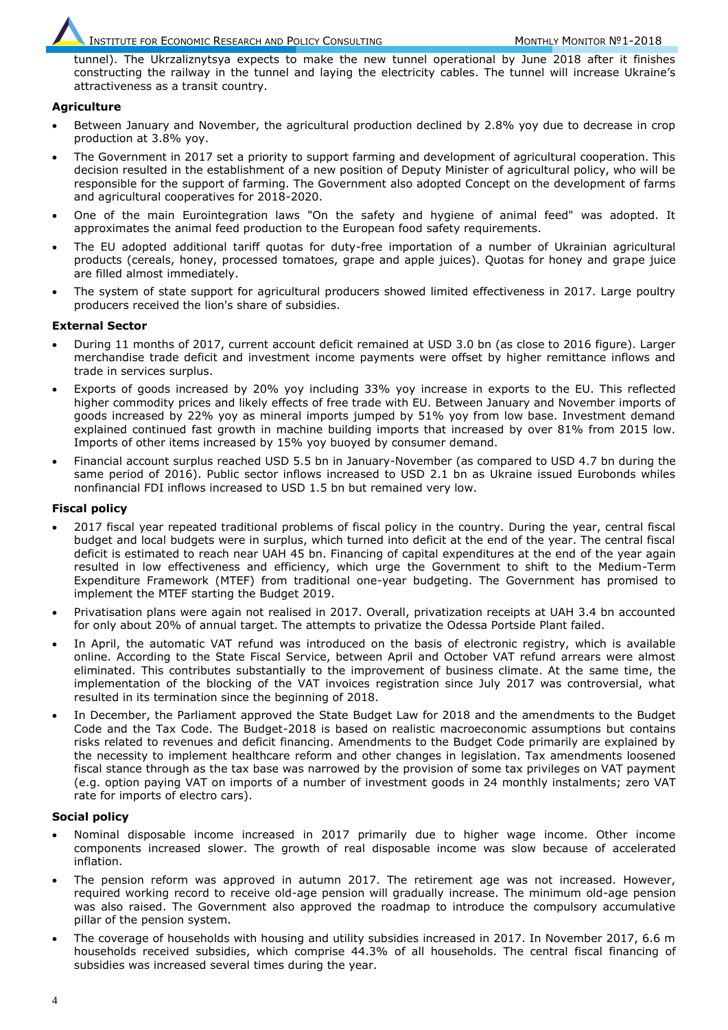tunnel). The Ukrzaliznytsya expects to make the new tunnel operational by June 2018 after it finishes constructing the railway in the tunnel and laying the electricity cables. The tunnel will increase Ukraine's attractiveness as a transit country.

**Agriculture**

- Between January and November, the agricultural production declined by 2.8% yoy due to decrease in crop production at 3.8% yoy.
- The Government in 2017 set a priority to support farming and development of agricultural cooperation. This decision resulted in the establishment of a new position of Deputy Minister of agricultural policy, who will be responsible for the support of farming. The Government also adopted Concept on the development of farms and agricultural cooperatives for 2018-2020.
- One of the main Eurointegration laws "On the safety and hygiene of animal feed" was adopted. It approximates the animal feed production to the European food safety requirements.
- The EU adopted additional tariff quotas for duty-free importation of a number of Ukrainian agricultural products (cereals, honey, processed tomatoes, grape and apple juices). Quotas for honey and grape juice are filled almost immediately.
- The system of state support for agricultural producers showed limited effectiveness in 2017. Large poultry producers received the lion's share of subsidies.

**External Sector**

- During 11 months of 2017, current account deficit remained at USD 3.0 bn (as close to 2016 figure). Larger merchandise trade deficit and investment income payments were offset by higher remittance inflows and trade in services surplus.
- Exports of goods increased by 20% yoy including 33% yoy increase in exports to the EU. This reflected higher commodity prices and likely effects of free trade with EU. Between January and November imports of goods increased by 22% yoy as mineral imports jumped by 51% yoy from low base. Investment demand explained continued fast growth in machine building imports that increased by over 81% from 2015 low. Imports of other items increased by 15% yoy buoyed by consumer demand.
- Financial account surplus reached USD 5.5 bn in January-November (as compared to USD 4.7 bn during the same period of 2016). Public sector inflows increased to USD 2.1 bn as Ukraine issued Eurobonds whiles nonfinancial FDI inflows increased to USD 1.5 bn but remained very low.

**Fiscal policy**

- 2017 fiscal year repeated traditional problems of fiscal policy in the country. During the year, central fiscal budget and local budgets were in surplus, which turned into deficit at the end of the year. The central fiscal deficit is estimated to reach near UAH 45 bn. Financing of capital expenditures at the end of the year again resulted in low effectiveness and efficiency, which urge the Government to shift to the Medium-Term Expenditure Framework (MTEF) from traditional one-year budgeting. The Government has promised to implement the MTEF starting the Budget 2019.
- Privatisation plans were again not realised in 2017. Overall, privatization receipts at UAH 3.4 bn accounted for only about 20% of annual target. The attempts to privatize the Odessa Portside Plant failed.
- In April, the automatic VAT refund was introduced on the basis of electronic registry, which is available online. According to the State Fiscal Service, between April and October VAT refund arrears were almost eliminated. This contributes substantially to the improvement of business climate. At the same time, the implementation of the blocking of the VAT invoices registration since July 2017 was controversial, what resulted in its termination since the beginning of 2018.
- In December, the Parliament approved the State Budget Law for 2018 and the amendments to the Budget Code and the Tax Code. The Budget-2018 is based on realistic macroeconomic assumptions but contains risks related to revenues and deficit financing. Amendments to the Budget Code primarily are explained by the necessity to implement healthcare reform and other changes in legislation. Tax amendments loosened fiscal stance through as the tax base was narrowed by the provision of some tax privileges on VAT payment (e.g. option paying VAT on imports of a number of investment goods in 24 monthly instalments; zero VAT rate for imports of electro cars).

**Social policy**

- Nominal disposable income increased in 2017 primarily due to higher wage income. Other income components increased slower. The growth of real disposable income was slow because of accelerated inflation.
- The pension reform was approved in autumn 2017. The retirement age was not increased. However, required working record to receive old-age pension will gradually increase. The minimum old-age pension was also raised. The Government also approved the roadmap to introduce the compulsory accumulative pillar of the pension system.
- The coverage of households with housing and utility subsidies increased in 2017. In November 2017, 6.6 m households received subsidies, which comprise 44.3% of all households. The central fiscal financing of subsidies was increased several times during the year.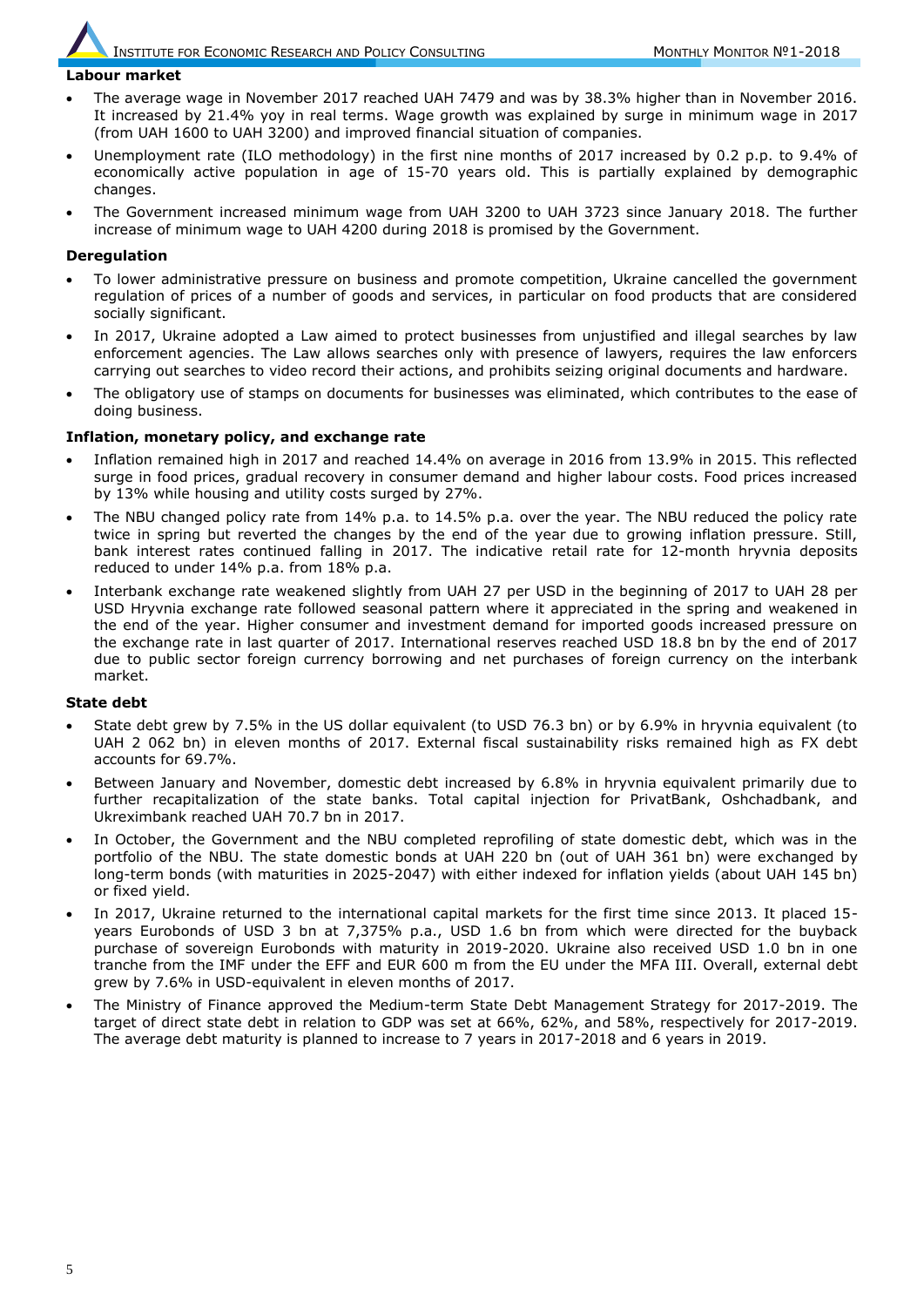**Labour market**

- The average wage in November 2017 reached UAH 7479 and was by 38.3% higher than in November 2016. It increased by 21.4% yoy in real terms. Wage growth was explained by surge in minimum wage in 2017 (from UAH 1600 to UAH 3200) and improved financial situation of companies.
- Unemployment rate (ILO methodology) in the first nine months of 2017 increased by 0.2 p.p. to 9.4% of economically active population in age of 15-70 years old. This is partially explained by demographic changes.
- The Government increased minimum wage from UAH 3200 to UAH 3723 since January 2018. The further increase of minimum wage to UAH 4200 during 2018 is promised by the Government.

**Deregulation**

- To lower administrative pressure on business and promote competition, Ukraine cancelled the government regulation of prices of a number of goods and services, in particular on food products that are considered socially significant.
- In 2017, Ukraine adopted a Law aimed to protect businesses from unjustified and illegal searches by law enforcement agencies. The Law allows searches only with presence of lawyers, requires the law enforcers carrying out searches to video record their actions, and prohibits seizing original documents and hardware.
- The obligatory use of stamps on documents for businesses was eliminated, which contributes to the ease of doing business.

**Inflation, monetary policy, and exchange rate**

- Inflation remained high in 2017 and reached 14.4% on average in 2016 from 13.9% in 2015. This reflected surge in food prices, gradual recovery in consumer demand and higher labour costs. Food prices increased by 13% while housing and utility costs surged by 27%.
- The NBU changed policy rate from 14% p.a. to 14.5% p.a. over the year. The NBU reduced the policy rate twice in spring but reverted the changes by the end of the year due to growing inflation pressure. Still, bank interest rates continued falling in 2017. The indicative retail rate for 12-month hryvnia deposits reduced to under 14% p.a. from 18% p.a.
- Interbank exchange rate weakened slightly from UAH 27 per USD in the beginning of 2017 to UAH 28 per USD Hryvnia exchange rate followed seasonal pattern where it appreciated in the spring and weakened in the end of the year. Higher consumer and investment demand for imported goods increased pressure on the exchange rate in last quarter of 2017. International reserves reached USD 18.8 bn by the end of 2017 due to public sector foreign currency borrowing and net purchases of foreign currency on the interbank market.

**State debt**

- State debt grew by 7.5% in the US dollar equivalent (to USD 76.3 bn) or by 6.9% in hryvnia equivalent (to UAH 2 062 bn) in eleven months of 2017. External fiscal sustainability risks remained high as FX debt accounts for 69.7%.
- Between January and November, domestic debt increased by 6.8% in hryvnia equivalent primarily due to further recapitalization of the state banks. Total capital injection for PrivatBank, Oshchadbank, and Ukreximbank reached UAH 70.7 bn in 2017.
- In October, the Government and the NBU completed reprofiling of state domestic debt, which was in the portfolio of the NBU. The state domestic bonds at UAH 220 bn (out of UAH 361 bn) were exchanged by long-term bonds (with maturities in 2025-2047) with either indexed for inflation yields (about UAH 145 bn) or fixed yield.
- In 2017, Ukraine returned to the international capital markets for the first time since 2013. It placed 15-years Eurobonds of USD 3 bn at 7,375% p.a., USD 1.6 bn from which were directed for the buyback purchase of sovereign Eurobonds with maturity in 2019-2020. Ukraine also received USD 1.0 bn in one tranche from the IMF under the EFF and EUR 600 m from the EU under the MFA III. Overall, external debt grew by 7.6% in USD-equivalent in eleven months of 2017.
- The Ministry of Finance approved the Medium-term State Debt Management Strategy for 2017-2019. The target of direct state debt in relation to GDP was set at 66%, 62%, and 58%, respectively for 2017-2019. The average debt maturity is planned to increase to 7 years in 2017-2018 and 6 years in 2019.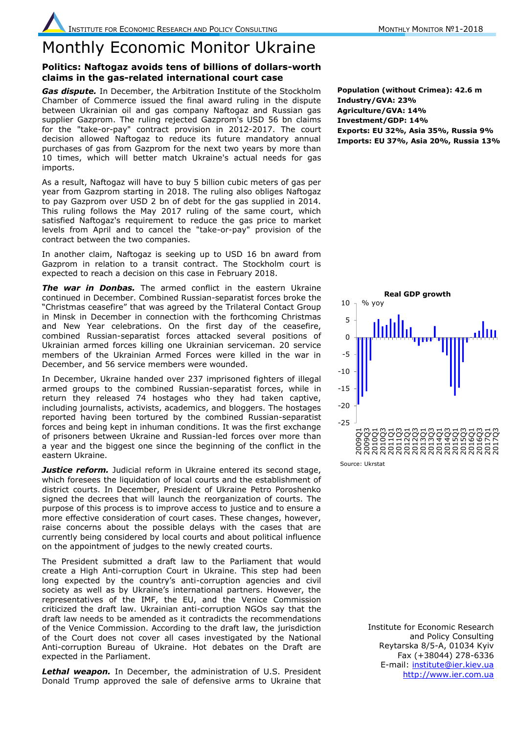# Monthly Economic Monitor Ukraine

## Politics: Naftogaz avoids tens of billions of dollars-worth claims in the gas-related international court case

**Population (without Crimea): 42.6 m**
**Industry/GVA: 23%**
**Agriculture/GVA: 14%**
**Investment/GDP: 14%**
**Exports: EU 32%, Asia 35%, Russia 9%**
**Imports: EU 37%, Asia 20%, Russia 13%**

***Gas dispute.*** In December, the Arbitration Institute of the Stockholm Chamber of Commerce issued the final award ruling in the dispute between Ukrainian oil and gas company Naftogaz and Russian gas supplier Gazprom. The ruling rejected Gazprom's USD 56 bn claims for the "take-or-pay" contract provision in 2012-2017. The court decision allowed Naftogaz to reduce its future mandatory annual purchases of gas from Gazprom for the next two years by more than 10 times, which will better match Ukraine's actual needs for gas imports.

As a result, Naftogaz will have to buy 5 billion cubic meters of gas per year from Gazprom starting in 2018. The ruling also obliges Naftogaz to pay Gazprom over USD 2 bn of debt for the gas supplied in 2014. This ruling follows the May 2017 ruling of the same court, which satisfied Naftogaz's requirement to reduce the gas price to market levels from April and to cancel the "take-or-pay" provision of the contract between the two companies.

In another claim, Naftogaz is seeking up to USD 16 bn award from Gazprom in relation to a transit contract. The Stockholm court is expected to reach a decision on this case in February 2018.

***The war in Donbas.*** The armed conflict in the eastern Ukraine continued in December. Combined Russian-separatist forces broke the "Christmas ceasefire" that was agreed by the Trilateral Contact Group in Minsk in December in connection with the forthcoming Christmas and New Year celebrations. On the first day of the ceasefire, combined Russian-separatist forces attacked several positions of Ukrainian armed forces killing one Ukrainian serviceman. 20 service members of the Ukrainian Armed Forces were killed in the war in December, and 56 service members were wounded.

In December, Ukraine handed over 237 imprisoned fighters of illegal armed groups to the combined Russian-separatist forces, while in return they released 74 hostages who they had taken captive, including journalists, activists, academics, and bloggers. The hostages reported having been tortured by the combined Russian-separatist forces and being kept in inhuman conditions. It was the first exchange of prisoners between Ukraine and Russian-led forces over more than a year and the biggest one since the beginning of the conflict in the eastern Ukraine.

**Real GDP growth**

% yoy

Source: Ukrstat

***Justice reform.*** Judicial reform in Ukraine entered its second stage, which foresees the liquidation of local courts and the establishment of district courts. In December, President of Ukraine Petro Poroshenko signed the decrees that will launch the reorganization of courts. The purpose of this process is to improve access to justice and to ensure a more effective consideration of court cases. These changes, however, raise concerns about the possible delays with the cases that are currently being considered by local courts and about political influence on the appointment of judges to the newly created courts.

The President submitted a draft law to the Parliament that would create a High Anti-corruption Court in Ukraine. This step had been long expected by the country's anti-corruption agencies and civil society as well as by Ukraine's international partners. However, the representatives of the IMF, the EU, and the Venice Commission criticized the draft law. Ukrainian anti-corruption NGOs say that the draft law needs to be amended as it contradicts the recommendations of the Venice Commission. According to the draft law, the jurisdiction of the Court does not cover all cases investigated by the National Anti-corruption Bureau of Ukraine. Hot debates on the Draft are expected in the Parliament.

***Lethal weapon.*** In December, the administration of U.S. President Donald Trump approved the sale of defensive arms to Ukraine that

Institute for Economic Research
and Policy Consulting
Reytarska 8/5-A, 01034 Kyiv
Fax (+38044) 278-6336
E-mail: institute@ier.kiev.ua
http://www.ier.com.ua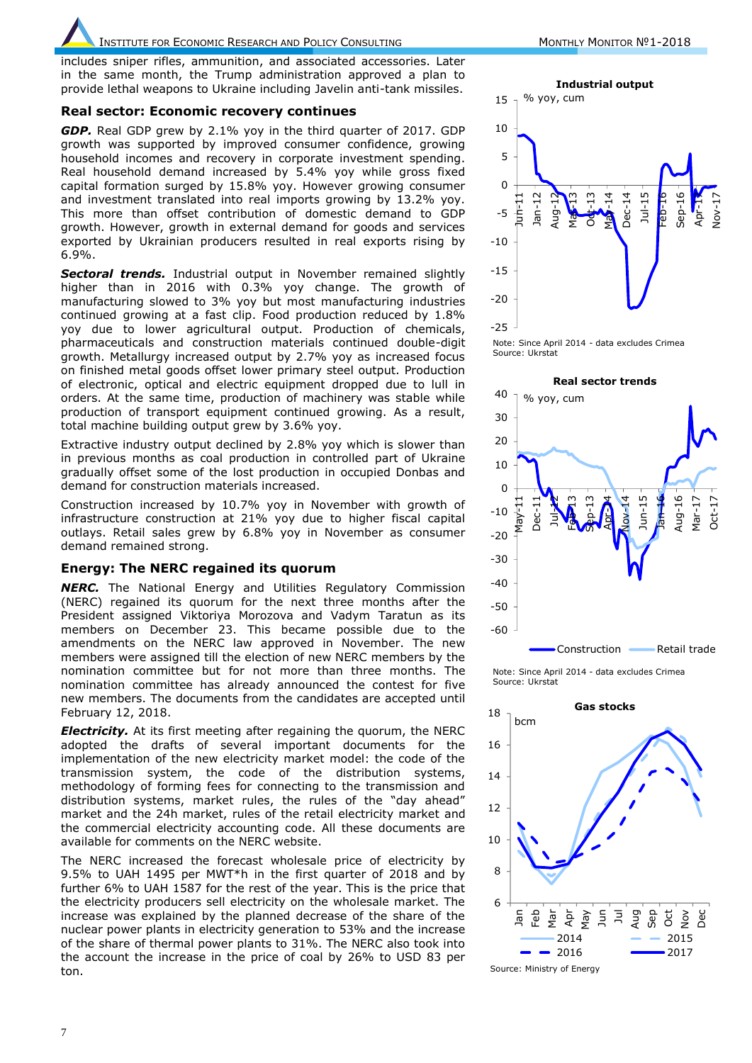includes sniper rifles, ammunition, and associated accessories. Later in the same month, the Trump administration approved a plan to provide lethal weapons to Ukraine including Javelin anti-tank missiles.

## Real sector: Economic recovery continues

***GDP.*** Real GDP grew by 2.1% yoy in the third quarter of 2017. GDP growth was supported by improved consumer confidence, growing household incomes and recovery in corporate investment spending. Real household demand increased by 5.4% yoy while gross fixed capital formation surged by 15.8% yoy. However growing consumer and investment translated into real imports growing by 13.2% yoy. This more than offset contribution of domestic demand to GDP growth. However, growth in external demand for goods and services exported by Ukrainian producers resulted in real exports rising by 6.9%.

***Sectoral trends.*** Industrial output in November remained slightly higher than in 2016 with 0.3% yoy change. The growth of manufacturing slowed to 3% yoy but most manufacturing industries continued growing at a fast clip. Food production reduced by 1.8% yoy due to lower agricultural output. Production of chemicals, pharmaceuticals and construction materials continued double-digit growth. Metallurgy increased output by 2.7% yoy as increased focus on finished metal goods offset lower primary steel output. Production of electronic, optical and electric equipment dropped due to lull in orders. At the same time, production of machinery was stable while production of transport equipment continued growing. As a result, total machine building output grew by 3.6% yoy.

Extractive industry output declined by 2.8% yoy which is slower than in previous months as coal production in controlled part of Ukraine gradually offset some of the lost production in occupied Donbas and demand for construction materials increased.

Construction increased by 10.7% yoy in November with growth of infrastructure construction at 21% yoy due to higher fiscal capital outlays. Retail sales grew by 6.8% yoy in November as consumer demand remained strong.

## Energy: The NERC regained its quorum

***NERC.*** The National Energy and Utilities Regulatory Commission (NERC) regained its quorum for the next three months after the President assigned Viktoriya Morozova and Vadym Taratun as its members on December 23. This became possible due to the amendments on the NERC law approved in November. The new members were assigned till the election of new NERC members by the nomination committee but for not more than three months. The nomination committee has already announced the contest for five new members. The documents from the candidates are accepted until February 12, 2018.

***Electricity.*** At its first meeting after regaining the quorum, the NERC adopted the drafts of several important documents for the implementation of the new electricity market model: the code of the transmission system, the code of the distribution systems, methodology of forming fees for connecting to the transmission and distribution systems, market rules, the rules of the "day ahead" market and the 24h market, rules of the retail electricity market and the commercial electricity accounting code. All these documents are available for comments on the NERC website.

The NERC increased the forecast wholesale price of electricity by 9.5% to UAH 1495 per MWT*h in the first quarter of 2018 and by further 6% to UAH 1587 for the rest of the year. This is the price that the electricity producers sell electricity on the wholesale market. The increase was explained by the planned decrease of the share of the nuclear power plants in electricity generation to 53% and the increase of the share of thermal power plants to 31%. The NERC also took into the account the increase in the price of coal by 26% to USD 83 per ton.

**Industrial output**

% yoy, cum

Note: Since April 2014 - data excludes Crimea
Source: Ukrstat

**Real sector trends**

% yoy, cum

Construction — Retail trade

Note: Since April 2014 - data excludes Crimea
Source: Ukrstat

**Gas stocks**

bcm

2014, 2015, 2016, 2017

Source: Ministry of Energy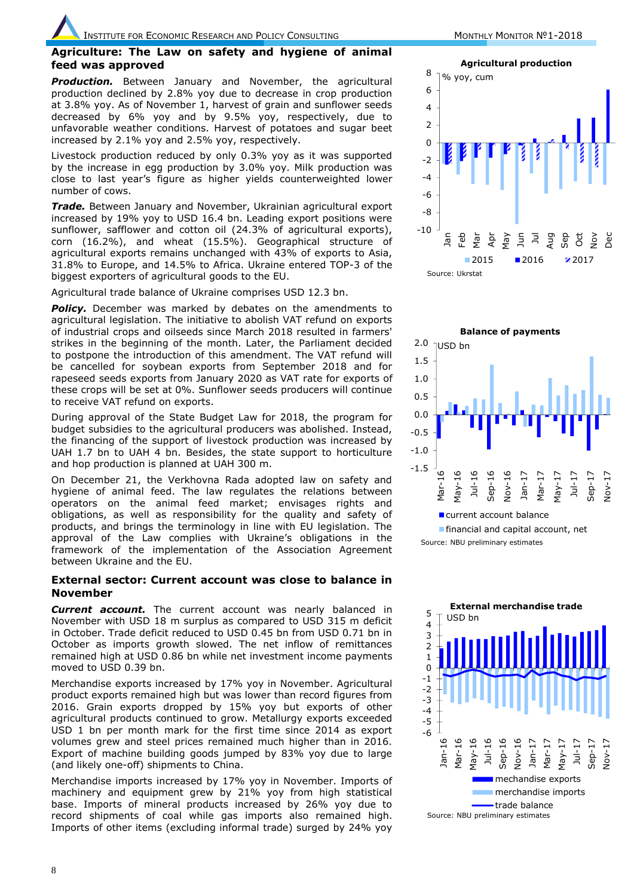## Agriculture: The Law on safety and hygiene of animal feed was approved

***Production.*** Between January and November, the agricultural production declined by 2.8% yoy due to decrease in crop production at 3.8% yoy. As of November 1, harvest of grain and sunflower seeds decreased by 6% yoy and by 9.5% yoy, respectively, due to unfavorable weather conditions. Harvest of potatoes and sugar beet increased by 2.1% yoy and 2.5% yoy, respectively.

Livestock production reduced by only 0.3% yoy as it was supported by the increase in egg production by 3.0% yoy. Milk production was close to last year's figure as higher yields counterweighted lower number of cows.

***Trade.*** Between January and November, Ukrainian agricultural export increased by 19% yoy to USD 16.4 bn. Leading export positions were sunflower, safflower and cotton oil (24.3% of agricultural exports), corn (16.2%), and wheat (15.5%). Geographical structure of agricultural exports remains unchanged with 43% of exports to Asia, 31.8% to Europe, and 14.5% to Africa. Ukraine entered TOP-3 of the biggest exporters of agricultural goods to the EU.

Agricultural trade balance of Ukraine comprises USD 12.3 bn.

***Policy.*** December was marked by debates on the amendments to agricultural legislation. The initiative to abolish VAT refund on exports of industrial crops and oilseeds since March 2018 resulted in farmers' strikes in the beginning of the month. Later, the Parliament decided to postpone the introduction of this amendment. The VAT refund will be cancelled for soybean exports from September 2018 and for rapeseed seeds exports from January 2020 as VAT rate for exports of these crops will be set at 0%. Sunflower seeds producers will continue to receive VAT refund on exports.

During approval of the State Budget Law for 2018, the program for budget subsidies to the agricultural producers was abolished. Instead, the financing of the support of livestock production was increased by UAH 1.7 bn to UAH 4 bn. Besides, the state support to horticulture and hop production is planned at UAH 300 m.

On December 21, the Verkhovna Rada adopted law on safety and hygiene of animal feed. The law regulates the relations between operators on the animal feed market; envisages rights and obligations, as well as responsibility for the quality and safety of products, and brings the terminology in line with EU legislation. The approval of the law complies with Ukraine's obligations in the framework of the implementation of the Association Agreement between Ukraine and the EU.

## External sector: Current account was close to balance in November

***Current account.*** The current account was nearly balanced in November with USD 18 m surplus as compared to USD 315 m deficit in October. Trade deficit reduced to USD 0.45 bn from USD 0.71 bn in October as imports growth slowed. The net inflow of remittances remained high at USD 0.86 bn while net investment income payments moved to USD 0.39 bn.

Merchandise exports increased by 17% yoy in November. Agricultural product exports remained high but was lower than record figures from 2016. Grain exports dropped by 15% yoy but exports of other agricultural products continued to grow. Metallurgy exports exceeded USD 1 bn per month mark for the first time since 2014 as export volumes grew and steel prices remained much higher than in 2016. Export of machine building goods jumped by 83% yoy due to large (and likely one-off) shipments to China.

Merchandise imports increased by 17% yoy in November. Imports of machinery and equipment grew by 21% yoy from high statistical base. Imports of mineral products increased by 26% yoy due to record shipments of coal while gas imports also remained high. Imports of other items (excluding informal trade) surged by 24% yoy

**Agricultural production**

% yoy, cum

Legend: 2015, 2016, 2017

Source: Ukrstat

**Balance of payments**

USD bn

Legend: current account balance; financial and capital account, net

Source: NBU preliminary estimates

**External merchandise trade**

USD bn

Legend: mechandise exports; merchandise imports; trade balance

Source: NBU preliminary estimates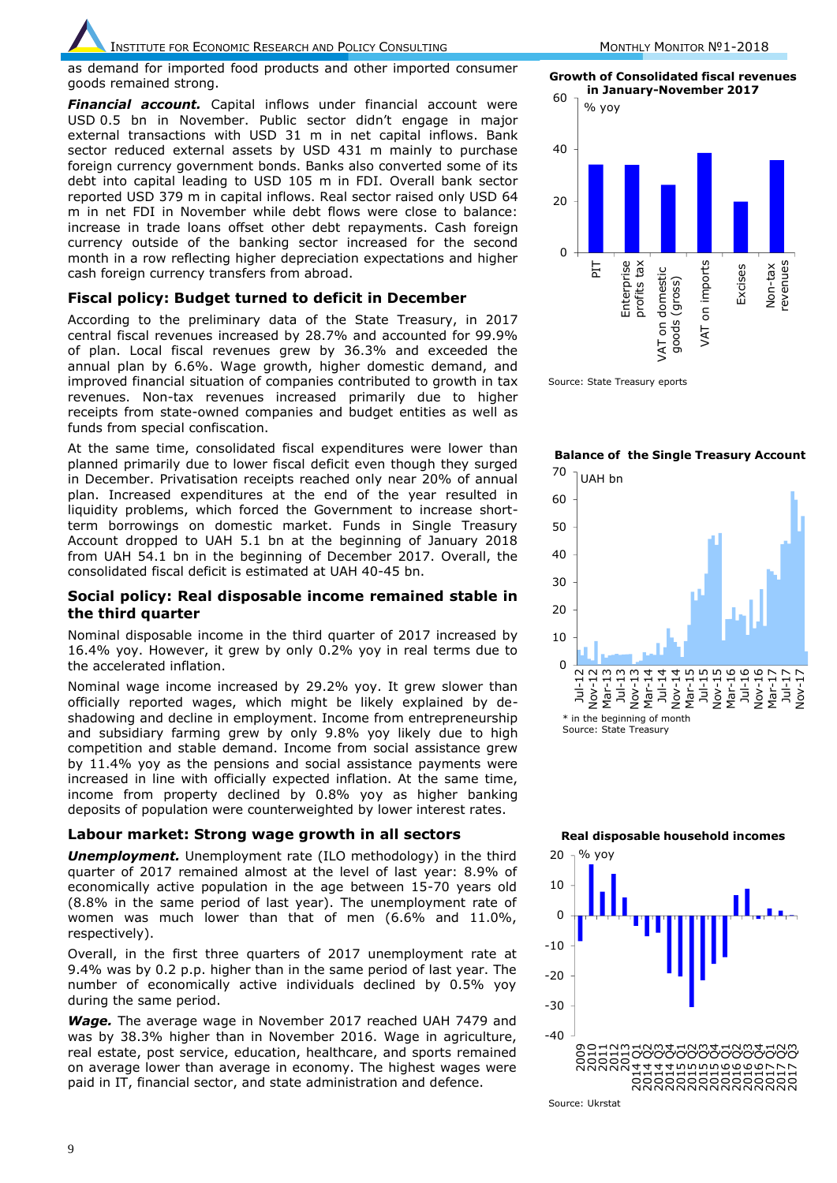as demand for imported food products and other imported consumer goods remained strong.

***Financial account.*** Capital inflows under financial account were USD 0.5 bn in November. Public sector didn't engage in major external transactions with USD 31 m in net capital inflows. Bank sector reduced external assets by USD 431 m mainly to purchase foreign currency government bonds. Banks also converted some of its debt into capital leading to USD 105 m in FDI. Overall bank sector reported USD 379 m in capital inflows. Real sector raised only USD 64 m in net FDI in November while debt flows were close to balance: increase in trade loans offset other debt repayments. Cash foreign currency outside of the banking sector increased for the second month in a row reflecting higher depreciation expectations and higher cash foreign currency transfers from abroad.

## Fiscal policy: Budget turned to deficit in December

According to the preliminary data of the State Treasury, in 2017 central fiscal revenues increased by 28.7% and accounted for 99.9% of plan. Local fiscal revenues grew by 36.3% and exceeded the annual plan by 6.6%. Wage growth, higher domestic demand, and improved financial situation of companies contributed to growth in tax revenues. Non-tax revenues increased primarily due to higher receipts from state-owned companies and budget entities as well as funds from special confiscation.

At the same time, consolidated fiscal expenditures were lower than planned primarily due to lower fiscal deficit even though they surged in December. Privatisation receipts reached only near 20% of annual plan. Increased expenditures at the end of the year resulted in liquidity problems, which forced the Government to increase short-term borrowings on domestic market. Funds in Single Treasury Account dropped to UAH 5.1 bn at the beginning of January 2018 from UAH 54.1 bn in the beginning of December 2017. Overall, the consolidated fiscal deficit is estimated at UAH 40-45 bn.

## Social policy: Real disposable income remained stable in the third quarter

Nominal disposable income in the third quarter of 2017 increased by 16.4% yoy. However, it grew by only 0.2% yoy in real terms due to the accelerated inflation.

Nominal wage income increased by 29.2% yoy. It grew slower than officially reported wages, which might be likely explained by de-shadowing and decline in employment. Income from entrepreneurship and subsidiary farming grew by only 9.8% yoy likely due to high competition and stable demand. Income from social assistance grew by 11.4% yoy as the pensions and social assistance payments were increased in line with officially expected inflation. At the same time, income from property declined by 0.8% yoy as higher banking deposits of population were counterweighted by lower interest rates.

## Labour market: Strong wage growth in all sectors

***Unemployment.*** Unemployment rate (ILO methodology) in the third quarter of 2017 remained almost at the level of last year: 8.9% of economically active population in the age between 15-70 years old (8.8% in the same period of last year). The unemployment rate of women was much lower than that of men (6.6% and 11.0%, respectively).

Overall, in the first three quarters of 2017 unemployment rate at 9.4% was by 0.2 p.p. higher than in the same period of last year. The number of economically active individuals declined by 0.5% yoy during the same period.

***Wage.*** The average wage in November 2017 reached UAH 7479 and was by 38.3% higher than in November 2016. Wage in agriculture, real estate, post service, education, healthcare, and sports remained on average lower than average in economy. The highest wages were paid in IT, financial sector, and state administration and defence.

**Growth of Consolidated fiscal revenues in January-November 2017**

Source: State Treasury eports

**Balance of the Single Treasury Account**

\* in the beginning of month
Source: State Treasury

**Real disposable household incomes**

Source: Ukrstat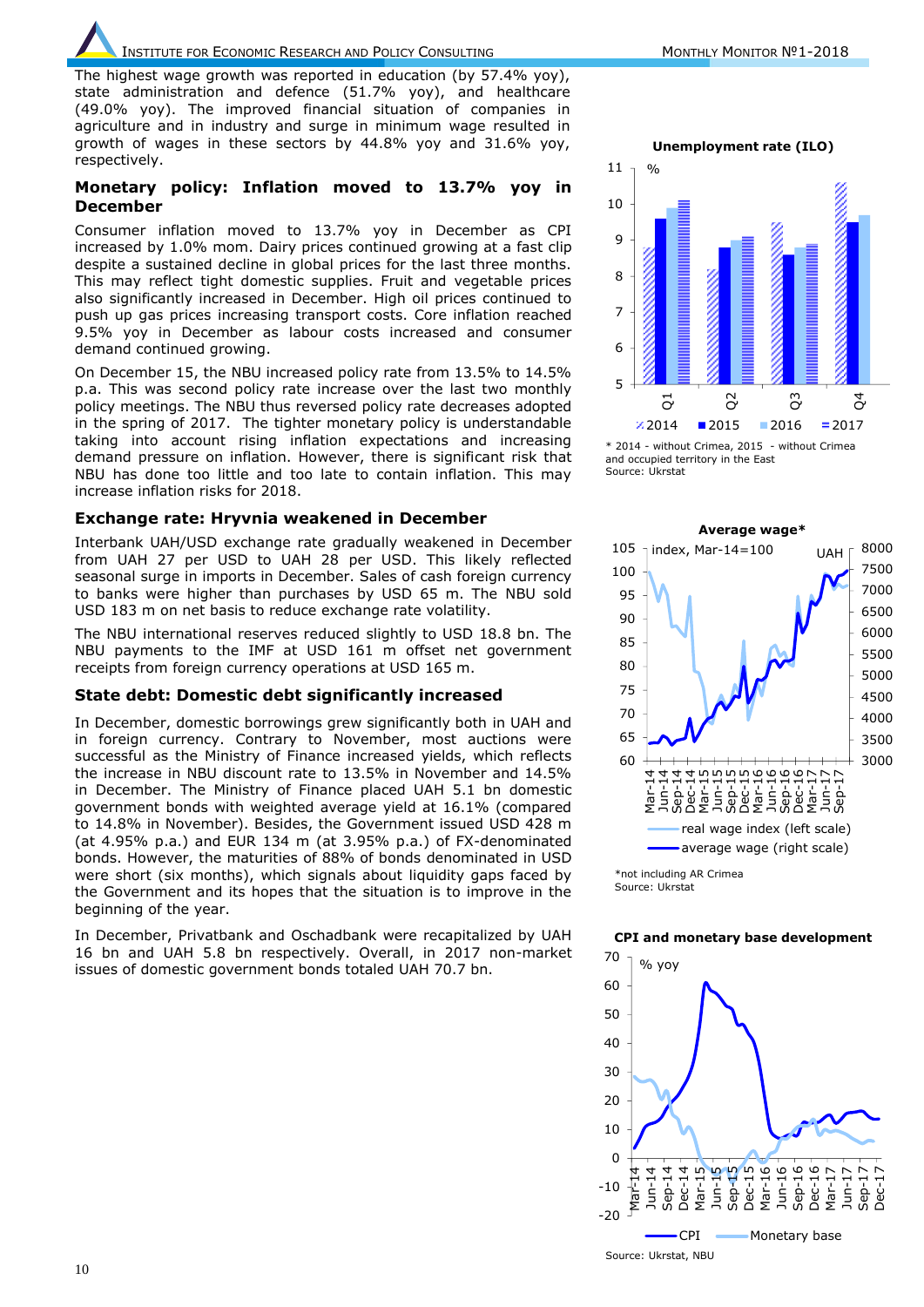The highest wage growth was reported in education (by 57.4% yoy), state administration and defence (51.7% yoy), and healthcare (49.0% yoy). The improved financial situation of companies in agriculture and in industry and surge in minimum wage resulted in growth of wages in these sectors by 44.8% yoy and 31.6% yoy, respectively.

## Monetary policy: Inflation moved to 13.7% yoy in December

Consumer inflation moved to 13.7% yoy in December as CPI increased by 1.0% mom. Dairy prices continued growing at a fast clip despite a sustained decline in global prices for the last three months. This may reflect tight domestic supplies. Fruit and vegetable prices also significantly increased in December. High oil prices continued to push up gas prices increasing transport costs. Core inflation reached 9.5% yoy in December as labour costs increased and consumer demand continued growing.

On December 15, the NBU increased policy rate from 13.5% to 14.5% p.a. This was second policy rate increase over the last two monthly policy meetings. The NBU thus reversed policy rate decreases adopted in the spring of 2017. The tighter monetary policy is understandable taking into account rising inflation expectations and increasing demand pressure on inflation. However, there is significant risk that NBU has done too little and too late to contain inflation. This may increase inflation risks for 2018.

## Exchange rate: Hryvnia weakened in December

Interbank UAH/USD exchange rate gradually weakened in December from UAH 27 per USD to UAH 28 per USD. This likely reflected seasonal surge in imports in December. Sales of cash foreign currency to banks were higher than purchases by USD 65 m. The NBU sold USD 183 m on net basis to reduce exchange rate volatility.

The NBU international reserves reduced slightly to USD 18.8 bn. The NBU payments to the IMF at USD 161 m offset net government receipts from foreign currency operations at USD 165 m.

## State debt: Domestic debt significantly increased

In December, domestic borrowings grew significantly both in UAH and in foreign currency. Contrary to November, most auctions were successful as the Ministry of Finance increased yields, which reflects the increase in NBU discount rate to 13.5% in November and 14.5% in December. The Ministry of Finance placed UAH 5.1 bn domestic government bonds with weighted average yield at 16.1% (compared to 14.8% in November). Besides, the Government issued USD 428 m (at 4.95% p.a.) and EUR 134 m (at 3.95% p.a.) of FX-denominated bonds. However, the maturities of 88% of bonds denominated in USD were short (six months), which signals about liquidity gaps faced by the Government and its hopes that the situation is to improve in the beginning of the year.

In December, Privatbank and Oschadbank were recapitalized by UAH 16 bn and UAH 5.8 bn respectively. Overall, in 2017 non-market issues of domestic government bonds totaled UAH 70.7 bn.

**Unemployment rate (ILO)**

* 2014 - without Crimea, 2015 - without Crimea and occupied territory in the East
Source: Ukrstat

**Average wage***

*not including AR Crimea
Source: Ukrstat

**CPI and monetary base development**

Source: Ukrstat, NBU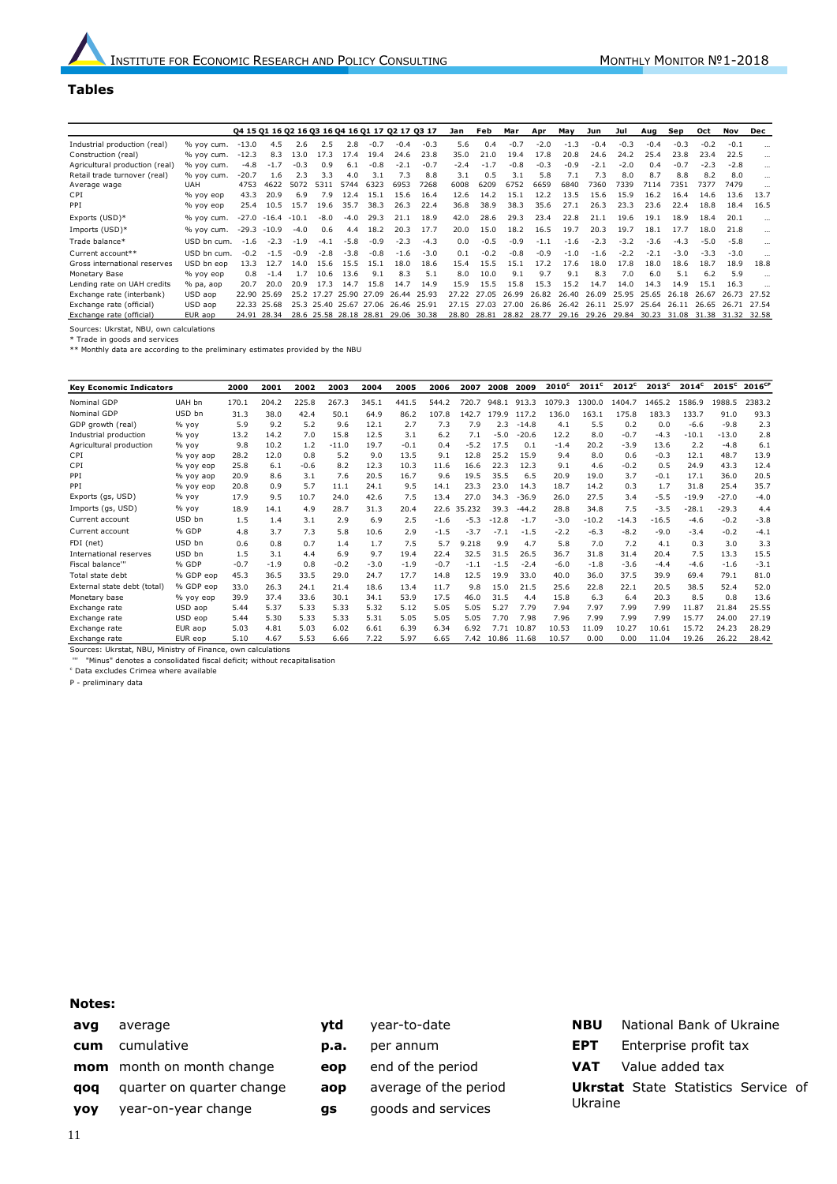## Tables

| | | Q4 15 | Q1 16 | Q2 16 | Q3 16 | Q4 16 | Q1 17 | Q2 17 | Q3 17 | Jan | Feb | Mar | Apr | May | Jun | Jul | Aug | Sep | Oct | Nov | Dec |
|---|---|---|---|---|---|---|---|---|---|---|---|---|---|---|---|---|---|---|---|---|---|
| Industrial production (real) | % yoy cum. | -13.0 | 4.5 | 2.6 | 2.5 | 2.8 | -0.7 | -0.4 | -0.3 | 5.6 | 0.4 | -0.7 | -2.0 | -1.3 | -0.4 | -0.3 | -0.4 | -0.3 | -0.2 | -0.1 | ... |
| Construction (real) | % yoy cum. | -12.3 | 8.3 | 13.0 | 17.3 | 17.4 | 19.4 | 24.6 | 23.8 | 35.0 | 21.0 | 19.4 | 17.8 | 20.8 | 24.6 | 24.2 | 25.4 | 23.8 | 23.4 | 22.5 | ... |
| Agricultural production (real) | % yoy cum. | -4.8 | -1.7 | -0.3 | 0.9 | 6.1 | -0.8 | -2.1 | -0.7 | -2.4 | -1.7 | -0.8 | -0.3 | -0.9 | -2.1 | -2.0 | 0.4 | -0.7 | -2.3 | -2.8 | ... |
| Retail trade turnover (real) | % yoy cum. | -20.7 | 1.6 | 2.3 | 3.3 | 4.0 | 3.1 | 7.3 | 8.8 | 3.1 | 0.5 | 3.1 | 5.8 | 7.1 | 7.3 | 8.0 | 8.7 | 8.8 | 8.2 | 8.0 | ... |
| Average wage | UAH | 4753 | 4622 | 5072 | 5311 | 5744 | 6323 | 6953 | 7268 | 6008 | 6209 | 6752 | 6659 | 6840 | 7360 | 7339 | 7114 | 7351 | 7377 | 7479 | ... |
| CPI | % yoy eop | 43.3 | 20.9 | 6.9 | 7.9 | 12.4 | 15.1 | 15.6 | 16.4 | 12.6 | 14.2 | 15.1 | 12.2 | 13.5 | 15.6 | 15.9 | 16.2 | 16.4 | 14.6 | 13.6 | 13.7 |
| PPI | % yoy eop | 25.4 | 10.5 | 15.7 | 19.6 | 35.7 | 38.3 | 26.3 | 22.4 | 36.8 | 38.9 | 38.3 | 35.6 | 27.1 | 26.3 | 23.3 | 23.6 | 22.4 | 18.8 | 18.4 | 16.5 |
| Exports (USD)* | % yoy cum. | -27.0 | -16.4 | -10.1 | -8.0 | -4.0 | 29.3 | 21.1 | 18.9 | 42.0 | 28.6 | 29.3 | 23.4 | 22.8 | 21.1 | 19.6 | 19.1 | 18.9 | 18.4 | 20.1 | ... |
| Imports (USD)* | % yoy cum. | -29.3 | -10.9 | -4.0 | 0.6 | 4.4 | 18.2 | 20.3 | 17.7 | 20.0 | 15.0 | 18.2 | 16.5 | 19.7 | 20.3 | 19.7 | 18.1 | 17.7 | 18.0 | 21.8 | ... |
| Trade balance* | USD bn cum. | -1.6 | -2.3 | -1.9 | -4.1 | -5.8 | -0.9 | -2.3 | -4.3 | 0.0 | -0.5 | -0.9 | -1.1 | -1.6 | -2.3 | -3.2 | -3.6 | -4.3 | -5.0 | -5.8 | ... |
| Current account** | USD bn cum. | -0.2 | -1.5 | -0.9 | -2.8 | -3.8 | -0.8 | -1.6 | -3.0 | 0.1 | -0.2 | -0.8 | -0.9 | -1.0 | -1.6 | -2.2 | -2.1 | -3.0 | -3.3 | -3.0 | ... |
| Gross international reserves | USD bn eop | 13.3 | 12.7 | 14.0 | 15.6 | 15.5 | 15.1 | 18.0 | 18.6 | 15.4 | 15.5 | 15.1 | 17.2 | 17.6 | 18.0 | 17.8 | 18.0 | 18.6 | 18.7 | 18.9 | 18.8 |
| Monetary Base | % yoy eop | 0.8 | -1.4 | 1.7 | 10.6 | 13.6 | 9.1 | 8.3 | 5.1 | 8.0 | 10.0 | 9.1 | 9.7 | 9.1 | 8.3 | 7.0 | 6.0 | 5.1 | 6.2 | 5.9 | ... |
| Lending rate on UAH credits | % pa, aop | 20.7 | 20.0 | 20.9 | 17.3 | 14.7 | 15.8 | 14.7 | 14.9 | 15.9 | 15.5 | 15.8 | 15.3 | 15.2 | 14.7 | 14.0 | 14.3 | 14.9 | 15.1 | 16.3 | ... |
| Exchange rate (interbank) | USD aop | 22.90 | 25.69 | 25.2 | 17.27 | 25.90 | 27.09 | 26.44 | 25.93 | 27.22 | 27.05 | 26.99 | 26.82 | 26.40 | 26.09 | 25.95 | 25.65 | 26.18 | 26.67 | 26.73 | 27.52 |
| Exchange rate (official) | USD aop | 22.33 | 25.68 | 25.3 | 25.40 | 25.67 | 27.06 | 26.46 | 25.91 | 27.15 | 27.03 | 27.00 | 26.86 | 26.42 | 26.11 | 25.97 | 25.64 | 26.11 | 26.65 | 26.71 | 27.54 |
| Exchange rate (official) | EUR aop | 24.91 | 28.34 | 28.6 | 25.58 | 28.18 | 28.81 | 29.06 | 30.38 | 28.80 | 28.81 | 28.82 | 28.77 | 29.16 | 29.26 | 29.84 | 30.23 | 31.08 | 31.38 | 31.32 | 32.58 |

Sources: Ukrstat, NBU, own calculations

\* Trade in goods and services

** Monthly data are according to the preliminary estimates provided by the NBU

| Key Economic Indicators | | 2000 | 2001 | 2002 | 2003 | 2004 | 2005 | 2006 | 2007 | 2008 | 2009 | 2010[c] | 2011[c] | 2012[c] | 2013[c] | 2014[c] | 2015[c] | 2016[cp] |
|---|---|---|---|---|---|---|---|---|---|---|---|---|---|---|---|---|---|---|
| Nominal GDP | UAH bn | 170.1 | 204.2 | 225.8 | 267.3 | 345.1 | 441.5 | 544.2 | 720.7 | 948.1 | 913.3 | 1079.3 | 1300.0 | 1404.7 | 1465.2 | 1586.9 | 1988.5 | 2383.2 |
| Nominal GDP | USD bn | 31.3 | 38.0 | 42.4 | 50.1 | 64.9 | 86.2 | 107.8 | 142.7 | 179.9 | 117.2 | 136.0 | 163.1 | 175.8 | 183.3 | 133.7 | 91.0 | 93.3 |
| GDP growth (real) | % yoy | 5.9 | 9.2 | 5.2 | 9.6 | 12.1 | 2.7 | 7.3 | 7.9 | 2.3 | -14.8 | 4.1 | 5.5 | 0.2 | 0.0 | -6.6 | -9.8 | 2.3 |
| Industrial production | % yoy | 13.2 | 14.2 | 7.0 | 15.8 | 12.5 | 3.1 | 6.2 | 7.1 | -5.0 | -20.6 | 12.2 | 8.0 | -0.7 | -4.3 | -10.1 | -13.0 | 2.8 |
| Agricultural production | % yoy | 9.8 | 10.2 | 1.2 | -11.0 | 19.7 | -0.1 | 0.4 | -5.2 | 17.5 | 0.1 | -1.4 | 20.2 | -3.9 | 13.6 | 2.2 | -4.8 | 6.1 |
| CPI | % yoy aop | 28.2 | 12.0 | 0.8 | 5.2 | 9.0 | 13.5 | 9.1 | 12.8 | 25.2 | 15.9 | 9.4 | 8.0 | 0.6 | -0.3 | 12.1 | 48.7 | 13.9 |
| CPI | % yoy eop | 25.8 | 6.1 | -0.6 | 8.2 | 12.3 | 10.3 | 11.6 | 16.6 | 22.3 | 12.3 | 9.1 | 4.6 | -0.2 | 0.5 | 24.9 | 43.3 | 12.4 |
| PPI | % yoy aop | 20.9 | 8.6 | 3.1 | 7.6 | 20.5 | 16.7 | 9.6 | 19.5 | 35.5 | 6.5 | 20.9 | 19.0 | 3.7 | -0.1 | 17.1 | 36.0 | 20.5 |
| PPI | % yoy eop | 20.8 | 0.9 | 5.7 | 11.1 | 24.1 | 9.5 | 14.1 | 23.3 | 23.0 | 14.3 | 18.7 | 14.2 | 0.3 | 1.7 | 31.8 | 25.4 | 35.7 |
| Exports (gs, USD) | % yoy | 17.9 | 9.5 | 10.7 | 24.0 | 42.6 | 7.5 | 13.4 | 27.0 | 34.3 | -36.9 | 26.0 | 27.5 | 3.4 | -5.5 | -19.9 | -27.0 | -4.0 |
| Imports (gs, USD) | % yoy | 18.9 | 14.1 | 4.9 | 28.7 | 31.3 | 20.4 | 22.6 | 35.232 | 39.3 | -44.2 | 28.8 | 34.8 | 7.5 | -3.5 | -28.1 | -29.3 | 4.4 |
| Current account | USD bn | 1.5 | 1.4 | 3.1 | 2.9 | 6.9 | 2.5 | -1.6 | -5.3 | -12.8 | -1.7 | -3.0 | -10.2 | -14.3 | -16.5 | -4.6 | -0.2 | -3.8 |
| Current account | % GDP | 4.8 | 3.7 | 7.3 | 5.8 | 10.6 | 2.9 | -1.5 | -3.7 | -7.1 | -1.5 | -2.2 | -6.3 | -8.2 | -9.0 | -3.4 | -0.2 | -4.1 |
| FDI (net) | USD bn | 0.6 | 0.8 | 0.7 | 1.4 | 1.7 | 7.5 | 5.7 | 9.218 | 9.9 | 4.7 | 5.8 | 7.0 | 7.2 | 4.1 | 0.3 | 3.0 | 3.3 |
| International reserves | USD bn | 1.5 | 3.1 | 4.4 | 6.9 | 9.7 | 19.4 | 22.4 | 32.5 | 31.5 | 26.5 | 36.7 | 31.8 | 31.4 | 20.4 | 7.5 | 13.3 | 15.5 |
| Fiscal balance''' | % GDP | -0.7 | -1.9 | 0.8 | -0.2 | -3.0 | -1.9 | -0.7 | -1.1 | -1.5 | -2.4 | -6.0 | -1.8 | -3.6 | -4.4 | -4.6 | -1.6 | -3.1 |
| Total state debt | % GDP eop | 45.3 | 36.5 | 33.5 | 29.0 | 24.7 | 17.7 | 14.8 | 12.5 | 19.9 | 33.0 | 40.0 | 36.0 | 37.5 | 39.9 | 69.4 | 79.1 | 81.0 |
| External state debt (total) | % GDP eop | 33.0 | 26.3 | 24.1 | 21.4 | 18.6 | 13.4 | 11.7 | 9.8 | 15.0 | 21.5 | 25.6 | 22.8 | 22.1 | 20.5 | 38.5 | 52.4 | 52.0 |
| Monetary base | % yoy eop | 39.9 | 37.4 | 33.6 | 30.1 | 34.1 | 53.9 | 17.5 | 46.0 | 31.5 | 4.4 | 15.8 | 6.3 | 6.4 | 20.3 | 8.5 | 0.8 | 13.6 |
| Exchange rate | USD aop | 5.44 | 5.37 | 5.33 | 5.33 | 5.32 | 5.12 | 5.05 | 5.05 | 5.27 | 7.79 | 7.94 | 7.97 | 7.99 | 7.99 | 11.87 | 21.84 | 25.55 |
| Exchange rate | USD eop | 5.44 | 5.30 | 5.33 | 5.33 | 5.31 | 5.05 | 5.05 | 5.05 | 7.70 | 7.98 | 7.96 | 7.99 | 7.99 | 7.99 | 15.77 | 24.00 | 27.19 |
| Exchange rate | EUR aop | 5.03 | 4.81 | 5.03 | 6.02 | 6.61 | 6.39 | 6.34 | 6.92 | 7.71 | 10.87 | 10.53 | 11.09 | 10.27 | 10.61 | 15.72 | 24.23 | 28.29 |
| Exchange rate | EUR eop | 5.10 | 4.67 | 5.53 | 6.66 | 7.22 | 5.97 | 6.65 | 7.42 | 10.86 | 11.68 | 10.57 | 0.00 | 0.00 | 11.04 | 19.26 | 26.22 | 28.42 |

Sources: Ukrstat, NBU, Ministry of Finance, own calculations

''' "Minus" denotes a consolidated fiscal deficit; without recapitalisation

[c] Data excludes Crimea where available

P - preliminary data

### Notes:

- **avg** average
- **cum** cumulative
- **mom** month on month change
- **qoq** quarter on quarter change
- **yoy** year-on-year change
- **ytd** year-to-date
- **p.a.** per annum
- **eop** end of the period
- **aop** average of the period
- **gs** goods and services
- **NBU** National Bank of Ukraine
- **EPT** Enterprise profit tax
- **VAT** Value added tax
- **Ukrstat** State Statistics Service of Ukraine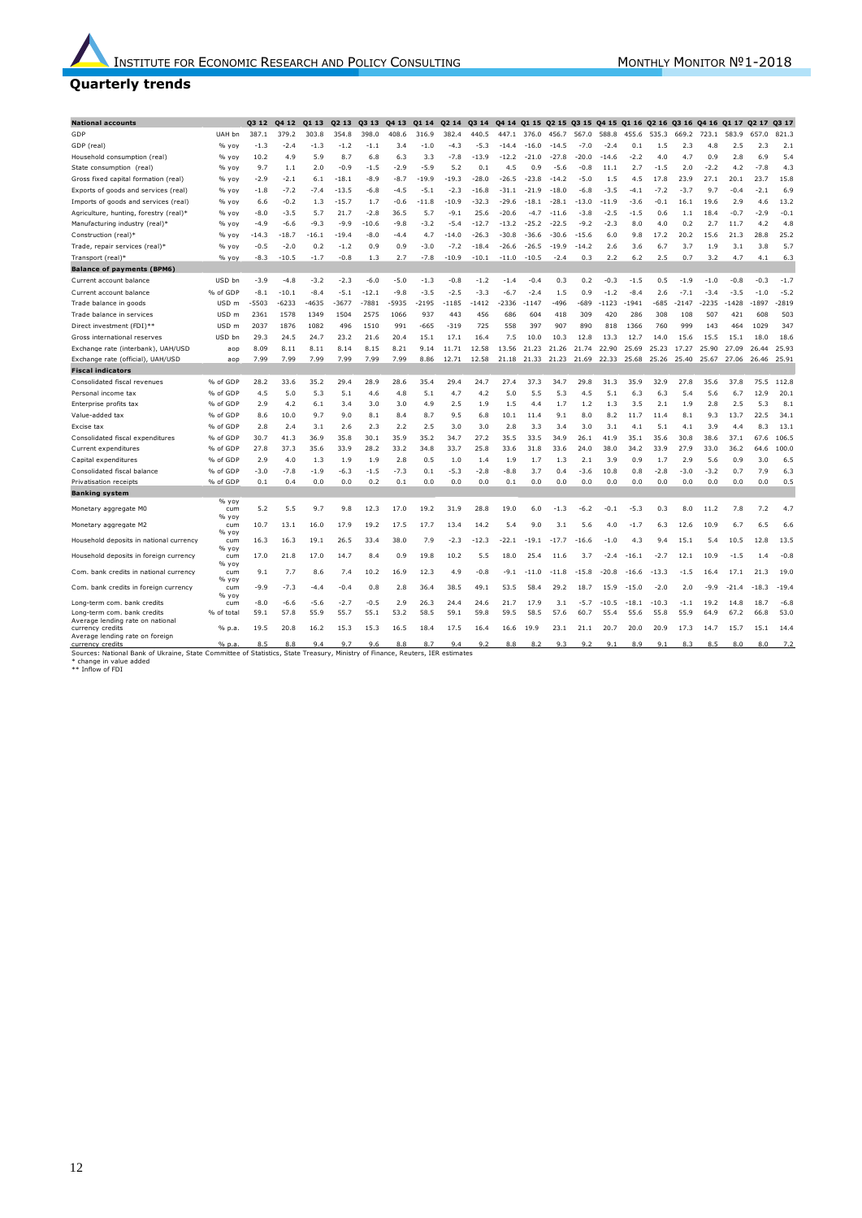## Quarterly trends

| National accounts | | Q3 12 | Q4 12 | Q1 13 | Q2 13 | Q3 13 | Q4 13 | Q1 14 | Q2 14 | Q3 14 | Q4 14 | Q1 15 | Q2 15 | Q3 15 | Q4 15 | Q1 16 | Q2 16 | Q3 16 | Q4 16 | Q1 17 | Q2 17 | Q3 17 |
|---|---|---|---|---|---|---|---|---|---|---|---|---|---|---|---|---|---|---|---|---|---|---|
| GDP | UAH bn | 387.1 | 379.2 | 303.8 | 354.8 | 398.0 | 408.6 | 316.9 | 382.4 | 440.5 | 447.1 | 376.0 | 456.7 | 567.0 | 588.8 | 455.6 | 535.3 | 669.2 | 723.1 | 583.9 | 657.0 | 821.3 |
| GDP (real) | % yoy | -1.3 | -2.4 | -1.3 | -1.2 | -1.1 | 3.4 | -1.0 | -4.3 | -5.3 | -14.4 | -16.0 | -14.5 | -7.0 | -2.4 | 0.1 | 1.5 | 2.3 | 4.8 | 2.5 | 2.3 | 2.1 |
| Household consumption (real) | % yoy | 10.2 | 4.9 | 5.9 | 8.7 | 6.8 | 6.3 | 3.3 | -7.8 | -13.9 | -12.2 | -21.0 | -27.8 | -20.0 | -14.6 | -2.2 | 4.0 | 4.7 | 0.9 | 2.8 | 6.9 | 5.4 |
| State consumption (real) | % yoy | 9.7 | 1.1 | 2.0 | -0.9 | -1.5 | -2.9 | -5.9 | 5.2 | 0.1 | 4.5 | 0.9 | -5.6 | -0.8 | 11.1 | 2.7 | -1.5 | 2.0 | -2.2 | 4.2 | -7.8 | 4.3 |
| Gross fixed capital formation (real) | % yoy | -2.9 | -2.1 | 6.1 | -18.1 | -8.9 | -8.7 | -19.9 | -19.3 | -28.0 | -26.5 | -23.8 | -14.2 | -5.0 | 1.5 | 4.5 | 17.8 | 23.9 | 27.1 | 20.1 | 23.7 | 15.8 |
| Exports of goods and services (real) | % yoy | -1.8 | -7.2 | -7.4 | -13.5 | -6.8 | -4.5 | -5.1 | -2.3 | -16.8 | -31.1 | -21.9 | -18.0 | -6.8 | -3.5 | -4.1 | -7.2 | -3.7 | 9.7 | -0.4 | -2.1 | 6.9 |
| Imports of goods and services (real) | % yoy | 6.6 | -0.2 | 1.3 | -15.7 | 1.7 | -0.6 | -11.8 | -10.9 | -32.3 | -29.6 | -18.1 | -28.1 | -13.0 | -11.9 | -3.6 | -0.1 | 16.1 | 19.6 | 2.9 | 4.6 | 13.2 |
| Agriculture, hunting, forestry (real)* | % yoy | -8.0 | -3.5 | 5.7 | 21.7 | -2.8 | 36.5 | 5.7 | -9.1 | 25.6 | -20.6 | -4.7 | -11.6 | -3.8 | -2.5 | -1.5 | 0.6 | 1.1 | 18.4 | -0.7 | -2.9 | -0.1 |
| Manufacturing industry (real)* | % yoy | -4.9 | -6.6 | -9.3 | -9.9 | -10.6 | -9.8 | -3.2 | -5.4 | -12.7 | -13.2 | -25.2 | -22.5 | -9.2 | -2.3 | 8.0 | 4.0 | 0.2 | 2.7 | 11.7 | 4.2 | 4.8 |
| Construction (real)* | % yoy | -14.3 | -18.7 | -16.1 | -19.4 | -8.0 | -4.4 | 4.7 | -14.0 | -26.3 | -30.8 | -36.6 | -30.6 | -15.6 | 6.0 | 9.8 | 17.2 | 20.2 | 15.6 | 21.3 | 28.8 | 25.2 |
| Trade, repair services (real)* | % yoy | -0.5 | -2.0 | 0.2 | -1.2 | 0.9 | 0.9 | -3.0 | -7.2 | -18.4 | -26.6 | -26.5 | -19.9 | -14.2 | 2.6 | 3.6 | 6.7 | 3.7 | 1.9 | 3.1 | 3.8 | 5.7 |
| Transport (real)* | % yoy | -8.3 | -10.5 | -1.7 | -0.8 | 1.3 | 2.7 | -7.8 | -10.9 | -10.1 | -11.0 | -10.5 | -2.4 | 0.3 | 2.2 | 6.2 | 2.5 | 0.7 | 3.2 | 4.7 | 4.1 | 6.3 |
| **Balance of payments (BPM6)** | | | | | | | | | | | | | | | | | | | | | | |
| Current account balance | USD bn | -3.9 | -4.8 | -3.2 | -2.3 | -6.0 | -5.0 | -1.3 | -0.8 | -1.2 | -1.4 | -0.4 | 0.3 | 0.2 | -0.3 | -1.5 | 0.5 | -1.9 | -1.0 | -0.8 | -0.3 | -1.7 |
| Current account balance | % of GDP | -8.1 | -10.1 | -8.4 | -5.1 | -12.1 | -9.8 | -3.5 | -2.5 | -3.3 | -6.7 | -2.4 | 1.5 | 0.9 | -1.2 | -8.4 | 2.6 | -7.1 | -3.4 | -3.5 | -1.0 | -5.2 |
| Trade balance in goods | USD m | -5503 | -6233 | -4635 | -3677 | -7881 | -5935 | -2195 | -1185 | -1412 | -2336 | -1147 | -496 | -689 | -1123 | -1941 | -685 | -2147 | -2235 | -1428 | -1897 | -2819 |
| Trade balance in services | USD m | 2361 | 1578 | 1349 | 1504 | 2575 | 1066 | 937 | 443 | 456 | 686 | 604 | 418 | 309 | 420 | 286 | 308 | 108 | 507 | 421 | 608 | 503 |
| Direct investment (FDI)** | USD m | 2037 | 1876 | 1082 | 496 | 1510 | 991 | -665 | -319 | 725 | 558 | 397 | 907 | 890 | 818 | 1366 | 760 | 999 | 143 | 464 | 1029 | 347 |
| Gross international reserves | USD bn | 29.3 | 24.5 | 24.7 | 23.2 | 21.6 | 20.4 | 15.1 | 17.1 | 16.4 | 7.5 | 10.0 | 10.3 | 12.8 | 13.3 | 12.7 | 14.0 | 15.6 | 15.5 | 15.1 | 18.0 | 18.6 |
| Exchange rate (interbank), UAH/USD | aop | 8.09 | 8.11 | 8.11 | 8.14 | 8.15 | 8.21 | 9.14 | 11.71 | 12.58 | 13.56 | 21.23 | 21.26 | 21.74 | 22.90 | 25.69 | 25.23 | 17.27 | 25.90 | 27.09 | 26.44 | 25.93 |
| Exchange rate (official), UAH/USD | aop | 7.99 | 7.99 | 7.99 | 7.99 | 7.99 | 7.99 | 8.86 | 12.71 | 12.58 | 21.18 | 21.33 | 21.23 | 21.69 | 22.33 | 25.68 | 25.26 | 25.40 | 25.67 | 27.06 | 26.46 | 25.91 |
| **Fiscal indicators** | | | | | | | | | | | | | | | | | | | | | | |
| Consolidated fiscal revenues | % of GDP | 28.2 | 33.6 | 35.2 | 29.4 | 28.9 | 28.6 | 35.4 | 29.4 | 24.7 | 27.4 | 37.3 | 34.7 | 29.8 | 31.3 | 35.9 | 32.9 | 27.8 | 35.6 | 37.8 | 75.5 | 112.8 |
| Personal income tax | % of GDP | 4.5 | 5.0 | 5.3 | 5.1 | 4.6 | 4.8 | 5.1 | 4.7 | 4.2 | 5.0 | 5.5 | 5.3 | 4.5 | 5.1 | 6.3 | 6.3 | 5.4 | 5.6 | 6.7 | 12.9 | 20.1 |
| Enterprise profits tax | % of GDP | 2.9 | 4.2 | 6.1 | 3.4 | 3.0 | 3.0 | 4.9 | 2.5 | 1.9 | 1.5 | 4.4 | 1.7 | 1.2 | 1.3 | 3.5 | 2.1 | 1.9 | 2.8 | 2.5 | 5.3 | 8.1 |
| Value-added tax | % of GDP | 8.6 | 10.0 | 9.7 | 9.0 | 8.1 | 8.4 | 8.7 | 9.5 | 6.8 | 10.1 | 11.4 | 9.1 | 8.0 | 8.2 | 11.7 | 11.4 | 8.1 | 9.3 | 13.7 | 22.5 | 34.1 |
| Excise tax | % of GDP | 2.8 | 2.4 | 3.1 | 2.6 | 2.3 | 2.2 | 2.5 | 3.0 | 3.0 | 2.8 | 3.3 | 3.4 | 3.0 | 3.1 | 4.1 | 5.1 | 4.1 | 3.9 | 4.4 | 8.3 | 13.1 |
| Consolidated fiscal expenditures | % of GDP | 30.7 | 41.3 | 36.9 | 35.8 | 30.1 | 35.9 | 35.2 | 34.7 | 27.2 | 35.5 | 33.5 | 34.9 | 26.1 | 41.9 | 35.1 | 35.6 | 30.8 | 38.6 | 37.1 | 67.6 | 106.5 |
| Current expenditures | % of GDP | 27.8 | 37.3 | 35.6 | 33.9 | 28.2 | 33.2 | 34.8 | 33.7 | 25.8 | 33.6 | 31.8 | 33.6 | 24.0 | 38.0 | 34.2 | 33.9 | 27.9 | 33.0 | 36.2 | 64.6 | 100.0 |
| Capital expenditures | % of GDP | 2.9 | 4.0 | 1.3 | 1.9 | 1.9 | 2.8 | 0.5 | 1.0 | 1.4 | 1.9 | 1.7 | 1.3 | 2.1 | 3.9 | 0.9 | 1.7 | 2.9 | 5.6 | 0.9 | 3.0 | 6.5 |
| Consolidated fiscal balance | % of GDP | -3.0 | -7.8 | -1.9 | -6.3 | -1.5 | -7.3 | 0.1 | -5.3 | -2.8 | -8.8 | 3.7 | 0.4 | -3.6 | 10.8 | 0.8 | -2.8 | -3.0 | -3.2 | 0.7 | 7.9 | 6.3 |
| Privatisation receipts | % of GDP | 0.1 | 0.4 | 0.0 | 0.0 | 0.2 | 0.1 | 0.0 | 0.0 | 0.0 | 0.1 | 0.0 | 0.0 | 0.0 | 0.0 | 0.0 | 0.0 | 0.0 | 0.0 | 0.0 | 0.0 | 0.5 |
| **Banking system** | | | | | | | | | | | | | | | | | | | | | | |
| Monetary aggregate M0 | % yoy cum | 5.2 | 5.5 | 9.7 | 9.8 | 12.3 | 17.0 | 19.2 | 31.9 | 28.8 | 19.0 | 6.0 | -1.3 | -6.2 | -0.1 | -5.3 | 0.3 | 8.0 | 11.2 | 7.8 | 7.2 | 4.7 |
| Monetary aggregate M2 | % yoy cum | 10.7 | 13.1 | 16.0 | 17.9 | 19.2 | 17.5 | 17.7 | 13.4 | 14.2 | 5.4 | 9.0 | 3.1 | 5.6 | 4.0 | -1.7 | 6.3 | 12.6 | 10.9 | 6.7 | 6.5 | 6.6 |
| Household deposits in national currency | % yoy cum | 16.3 | 16.3 | 19.1 | 26.5 | 33.4 | 38.0 | 7.9 | -2.3 | -12.3 | -22.1 | -19.1 | -17.7 | -16.6 | -1.0 | 4.3 | 9.4 | 15.1 | 5.4 | 10.5 | 12.8 | 13.5 |
| Household deposits in foreign currency | % yoy cum | 17.0 | 21.8 | 17.0 | 14.7 | 8.4 | 0.9 | 19.8 | 10.2 | 5.5 | 18.0 | 25.4 | 11.6 | 3.7 | -2.4 | -16.1 | -2.7 | 12.1 | 10.9 | -1.5 | 1.4 | -0.8 |
| Com. bank credits in national currency | % yoy cum | 9.1 | 7.7 | 8.6 | 7.4 | 10.2 | 16.9 | 12.3 | 4.9 | -0.8 | -9.1 | -11.0 | -11.8 | -15.8 | -20.8 | -16.6 | -13.3 | -1.5 | 16.4 | 17.1 | 21.3 | 19.0 |
| Com. bank credits in foreign currency | % yoy cum | -9.9 | -7.3 | -4.4 | -0.4 | 0.8 | 2.8 | 36.4 | 38.5 | 49.1 | 53.5 | 58.4 | 29.2 | 18.7 | 15.9 | -15.0 | -2.0 | 2.0 | -9.9 | -21.4 | -18.3 | -19.4 |
| Long-term com. bank credits | % yoy cum | -8.0 | -6.6 | -5.6 | -2.7 | -0.5 | 2.9 | 26.3 | 24.4 | 24.6 | 21.7 | 17.9 | 3.1 | -5.7 | -10.5 | -18.1 | -10.3 | -1.1 | 19.2 | 14.8 | 18.7 | -6.8 |
| Long-term com. bank credits | % of total | 59.1 | 57.8 | 55.9 | 55.7 | 55.1 | 53.2 | 58.5 | 59.1 | 59.8 | 59.5 | 58.5 | 57.6 | 60.7 | 55.4 | 55.6 | 55.8 | 55.9 | 64.9 | 67.2 | 66.8 | 53.0 |
| Average lending rate on national currency credits | % p.a. | 19.5 | 20.8 | 16.2 | 15.3 | 15.3 | 16.5 | 18.4 | 17.5 | 16.4 | 16.6 | 19.9 | 23.1 | 21.1 | 20.7 | 20.0 | 20.9 | 17.3 | 14.7 | 15.7 | 15.1 | 14.4 |
| Average lending rate on foreign currency credits | % p.a. | 8.5 | 8.8 | 9.4 | 9.7 | 9.6 | 8.8 | 8.7 | 9.4 | 9.2 | 8.8 | 8.2 | 9.3 | 9.2 | 9.1 | 8.9 | 9.1 | 8.3 | 8.5 | 8.0 | 8.0 | 7.2 |

Sources: National Bank of Ukraine, State Committee of Statistics, State Treasury, Ministry of Finance, Reuters, IER estimates
* change in value added
** Inflow of FDI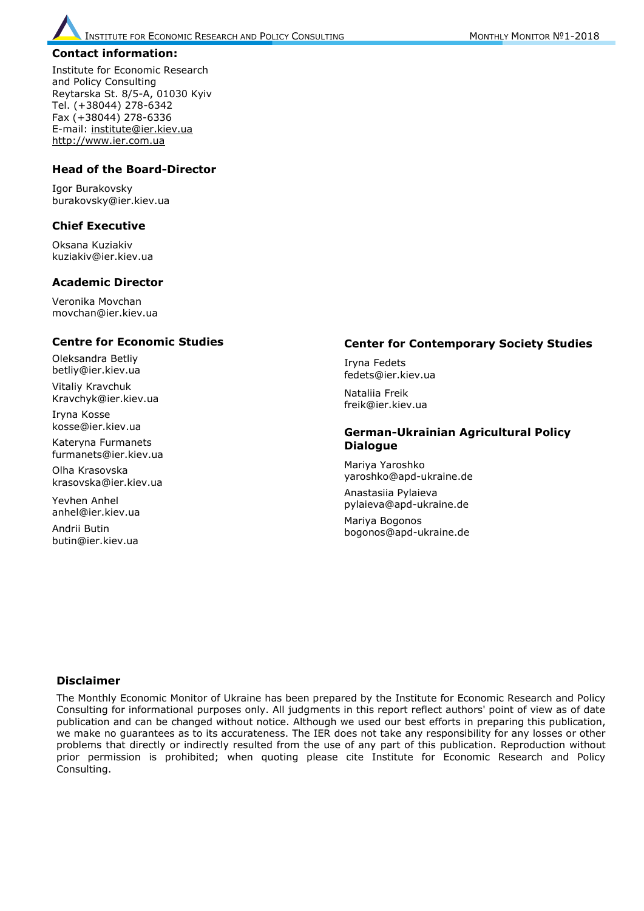## Contact information:

Institute for Economic Research
and Policy Consulting
Reytarska St. 8/5-A, 01030 Kyiv
Tel. (+38044) 278-6342
Fax (+38044) 278-6336
E-mail: institute@ier.kiev.ua
http://www.ier.com.ua

## Head of the Board-Director

Igor Burakovsky
burakovsky@ier.kiev.ua

## Chief Executive

Oksana Kuziakiv
kuziakiv@ier.kiev.ua

## Academic Director

Veronika Movchan
movchan@ier.kiev.ua

## Centre for Economic Studies

Oleksandra Betliy
betliy@ier.kiev.ua

Vitaliy Kravchuk
Kravchyk@ier.kiev.ua

Iryna Kosse
kosse@ier.kiev.ua

Kateryna Furmanets
furmanets@ier.kiev.ua

Olha Krasovska
krasovska@ier.kiev.ua

Yevhen Anhel
anhel@ier.kiev.ua

Andrii Butin
butin@ier.kiev.ua

## Center for Contemporary Society Studies

Iryna Fedets
fedets@ier.kiev.ua

Nataliia Freik
freik@ier.kiev.ua

## German-Ukrainian Agricultural Policy Dialogue

Mariya Yaroshko
yaroshko@apd-ukraine.de

Anastasiia Pylaieva
pylaieva@apd-ukraine.de

Mariya Bogonos
bogonos@apd-ukraine.de

## Disclaimer

The Monthly Economic Monitor of Ukraine has been prepared by the Institute for Economic Research and Policy Consulting for informational purposes only. All judgments in this report reflect authors' point of view as of date publication and can be changed without notice. Although we used our best efforts in preparing this publication, we make no guarantees as to its accurateness. The IER does not take any responsibility for any losses or other problems that directly or indirectly resulted from the use of any part of this publication. Reproduction without prior permission is prohibited; when quoting please cite Institute for Economic Research and Policy Consulting.